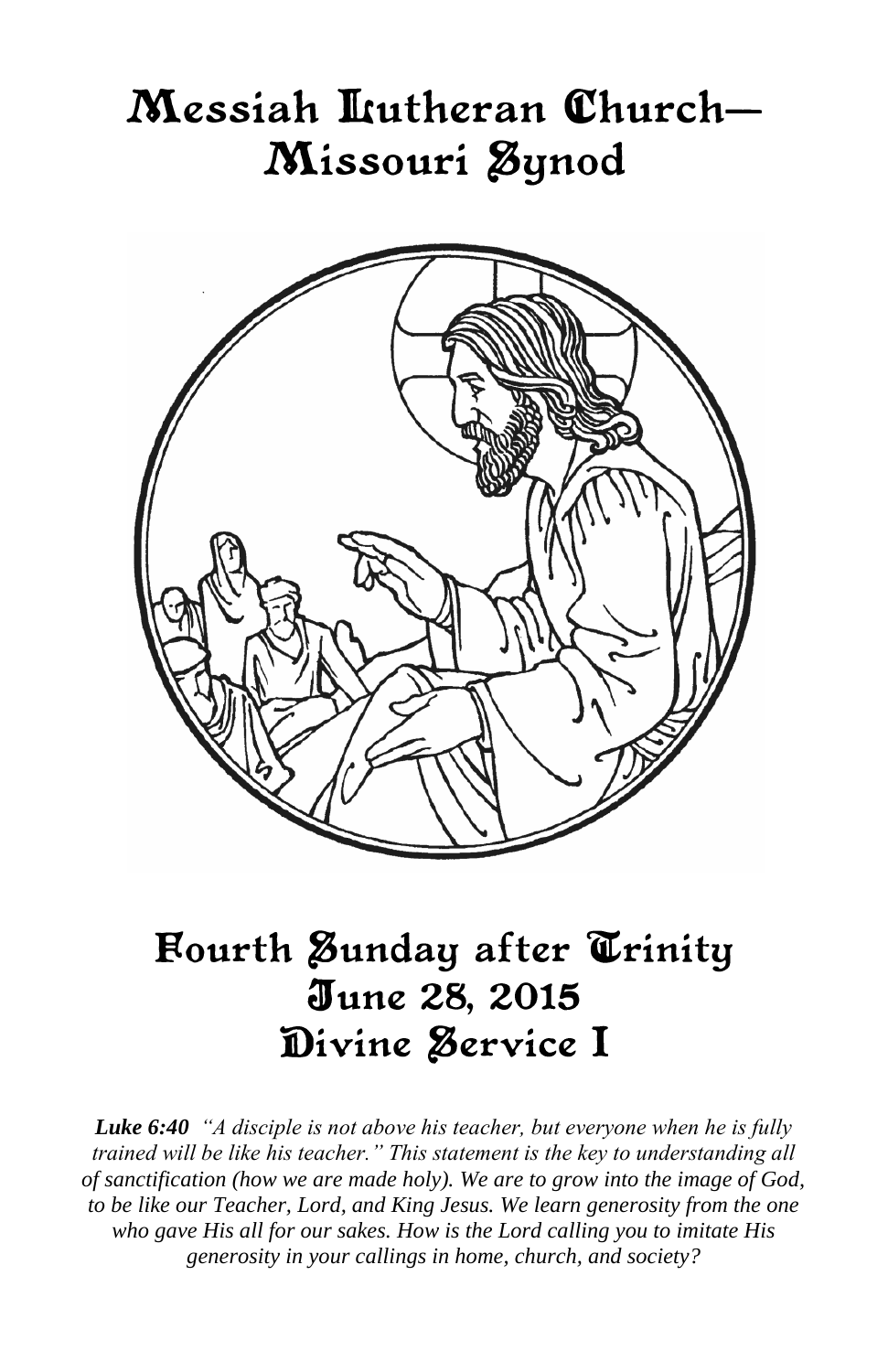# Messiah Lutheran Church—Missouri Synod

# Fourth Sunday after Trinity
# June 28, 2015
# Divine Service I

***Luke 6:40*** *"A disciple is not above his teacher, but everyone when he is fully trained will be like his teacher." This statement is the key to understanding all of sanctification (how we are made holy). We are to grow into the image of God, to be like our Teacher, Lord, and King Jesus. We learn generosity from the one who gave His all for our sakes. How is the Lord calling you to imitate His generosity in your callings in home, church, and society?*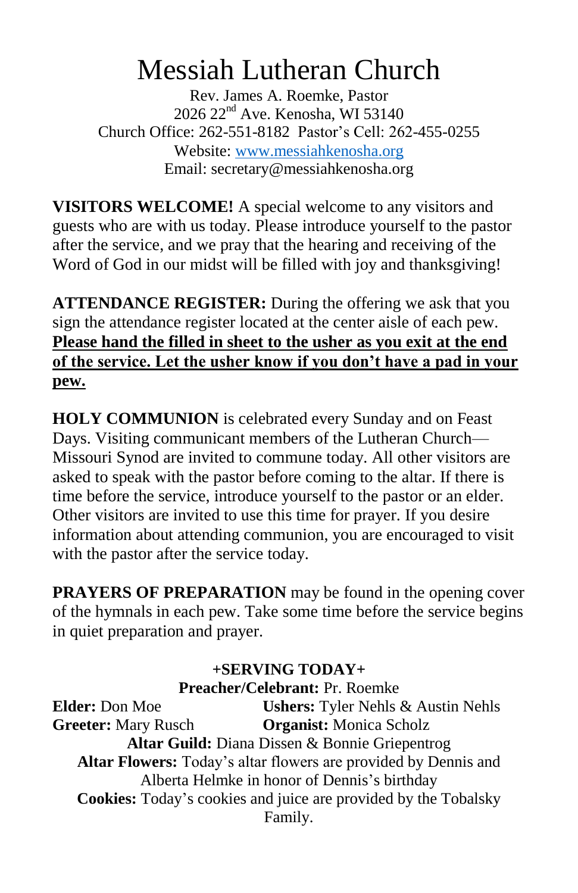# Messiah Lutheran Church

Rev. James A. Roemke, Pastor
2026 22nd Ave. Kenosha, WI 53140
Church Office: 262-551-8182 Pastor's Cell: 262-455-0255
Website: www.messiahkenosha.org
Email: secretary@messiahkenosha.org

**VISITORS WELCOME!** A special welcome to any visitors and guests who are with us today. Please introduce yourself to the pastor after the service, and we pray that the hearing and receiving of the Word of God in our midst will be filled with joy and thanksgiving!

**ATTENDANCE REGISTER:** During the offering we ask that you sign the attendance register located at the center aisle of each pew. **Please hand the filled in sheet to the usher as you exit at the end of the service. Let the usher know if you don't have a pad in your pew.**

**HOLY COMMUNION** is celebrated every Sunday and on Feast Days. Visiting communicant members of the Lutheran Church—Missouri Synod are invited to commune today. All other visitors are asked to speak with the pastor before coming to the altar. If there is time before the service, introduce yourself to the pastor or an elder. Other visitors are invited to use this time for prayer. If you desire information about attending communion, you are encouraged to visit with the pastor after the service today.

**PRAYERS OF PREPARATION** may be found in the opening cover of the hymnals in each pew. Take some time before the service begins in quiet preparation and prayer.

**+SERVING TODAY+**

**Preacher/Celebrant:** Pr. Roemke

**Elder:** Don Moe

**Ushers:** Tyler Nehls & Austin Nehls

**Greeter:** Mary Rusch

**Organist:** Monica Scholz

**Altar Guild:** Diana Dissen & Bonnie Griepentrog

**Altar Flowers:** Today's altar flowers are provided by Dennis and Alberta Helmke in honor of Dennis's birthday

**Cookies:** Today's cookies and juice are provided by the Tobalsky Family.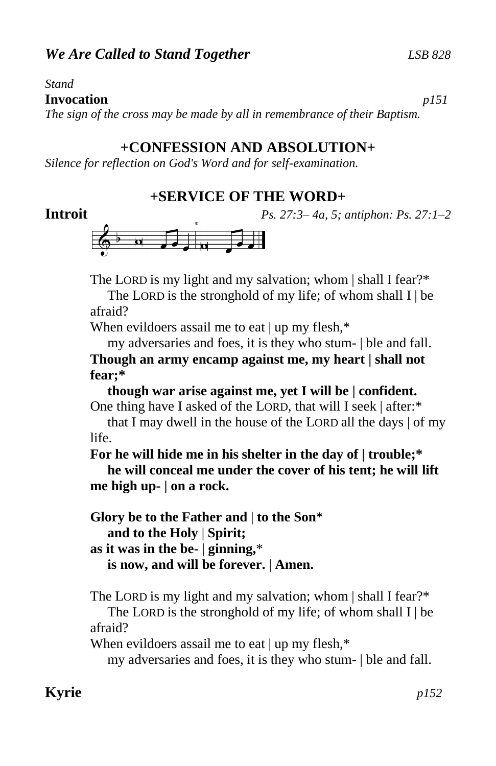## *We Are Called to Stand Together* *LSB 828*

*Stand*

**Invocation** *p151*

*The sign of the cross may be made by all in remembrance of their Baptism.*

## +CONFESSION AND ABSOLUTION+

*Silence for reflection on God's Word and for self-examination.*

## +SERVICE OF THE WORD+

**Introit** *Ps. 27:3– 4a, 5; antiphon: Ps. 27:1–2*

The LORD is my light and my salvation; whom | shall I fear?*
The LORD is the stronghold of my life; of whom shall I | be afraid?
When evildoers assail me to eat | up my flesh,*
my adversaries and foes, it is they who stum- | ble and fall.
**Though an army encamp against me, my heart | shall not fear;***
**though war arise against me, yet I will be | confident.**
One thing have I asked of the LORD, that will I seek | after:*
that I may dwell in the house of the LORD all the days | of my life.
**For he will hide me in his shelter in the day of | trouble;***
**he will conceal me under the cover of his tent; he will lift me high up- | on a rock.**

**Glory be to the Father and | to the Son***
**and to the Holy | Spirit;**
**as it was in the be- | ginning,***
**is now, and will be forever. | Amen.**

The LORD is my light and my salvation; whom | shall I fear?*
The LORD is the stronghold of my life; of whom shall I | be afraid?
When evildoers assail me to eat | up my flesh,*
my adversaries and foes, it is they who stum- | ble and fall.

**Kyrie** *p152*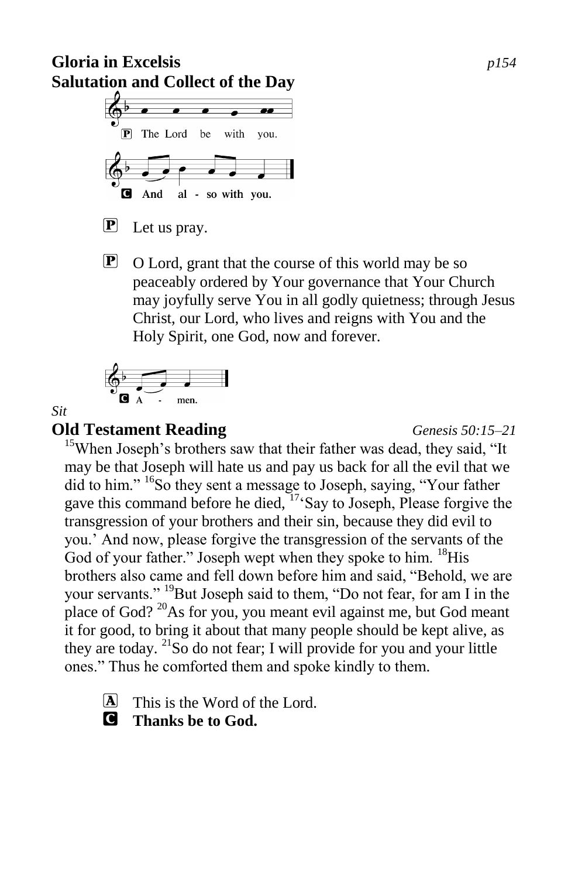## Gloria in Excelsis *p154*

## Salutation and Collect of the Day

P The Lord be with you.

C And al - so with you.

P Let us pray.

P O Lord, grant that the course of this world may be so peaceably ordered by Your governance that Your Church may joyfully serve You in all godly quietness; through Jesus Christ, our Lord, who lives and reigns with You and the Holy Spirit, one God, now and forever.

C A - men.

*Sit*

## Old Testament Reading *Genesis 50:15–21*

[15]When Joseph's brothers saw that their father was dead, they said, "It may be that Joseph will hate us and pay us back for all the evil that we did to him." [16]So they sent a message to Joseph, saying, "Your father gave this command before he died, [17]'Say to Joseph, Please forgive the transgression of your brothers and their sin, because they did evil to you.' And now, please forgive the transgression of the servants of the God of your father." Joseph wept when they spoke to him. [18]His brothers also came and fell down before him and said, "Behold, we are your servants." [19]But Joseph said to them, "Do not fear, for am I in the place of God? [20]As for you, you meant evil against me, but God meant it for good, to bring it about that many people should be kept alive, as they are today. [21]So do not fear; I will provide for you and your little ones." Thus he comforted them and spoke kindly to them.

A This is the Word of the Lord.
C **Thanks be to God.**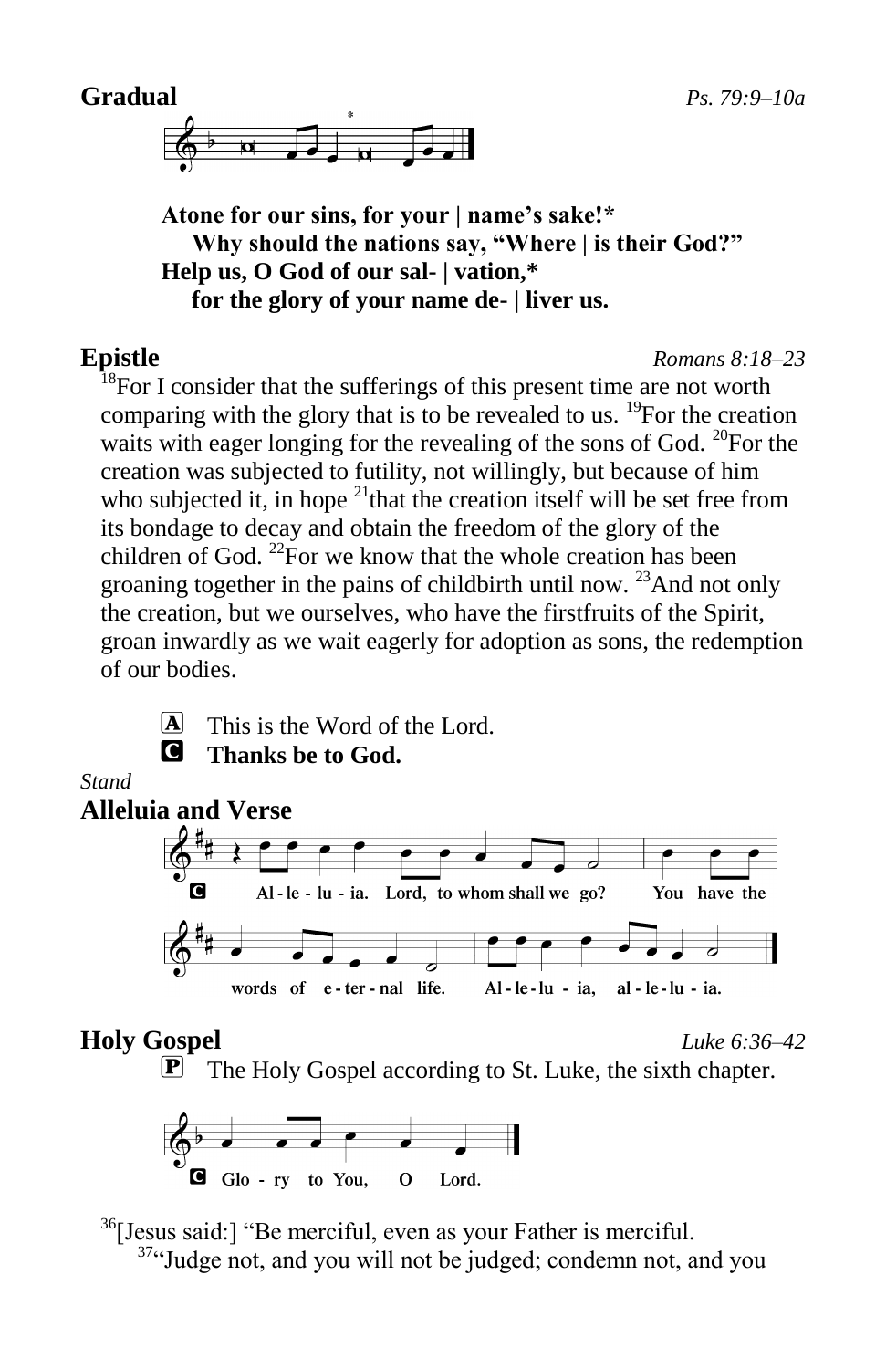**Gradual** *Ps. 79:9–10a*

**Atone for our sins, for your | name's sake!\***
**Why should the nations say, "Where | is their God?"**
**Help us, O God of our sal- | vation,\***
**for the glory of your name de- | liver us.**

**Epistle** *Romans 8:18–23*

[18]For I consider that the sufferings of this present time are not worth comparing with the glory that is to be revealed to us. [19]For the creation waits with eager longing for the revealing of the sons of God. [20]For the creation was subjected to futility, not willingly, but because of him who subjected it, in hope [21]that the creation itself will be set free from its bondage to decay and obtain the freedom of the glory of the children of God. [22]For we know that the whole creation has been groaning together in the pains of childbirth until now. [23]And not only the creation, but we ourselves, who have the firstfruits of the Spirit, groan inwardly as we wait eagerly for adoption as sons, the redemption of our bodies.

A This is the Word of the Lord.
C **Thanks be to God.**

*Stand*

**Alleluia and Verse**

C Al-le-lu-ia. Lord, to whom shall we go? You have the words of e-ter-nal life. Al-le-lu-ia, al-le-lu-ia.

**Holy Gospel** *Luke 6:36–42*

P The Holy Gospel according to St. Luke, the sixth chapter.

C Glo-ry to You, O Lord.

[36][Jesus said:] "Be merciful, even as your Father is merciful.
[37]"Judge not, and you will not be judged; condemn not, and you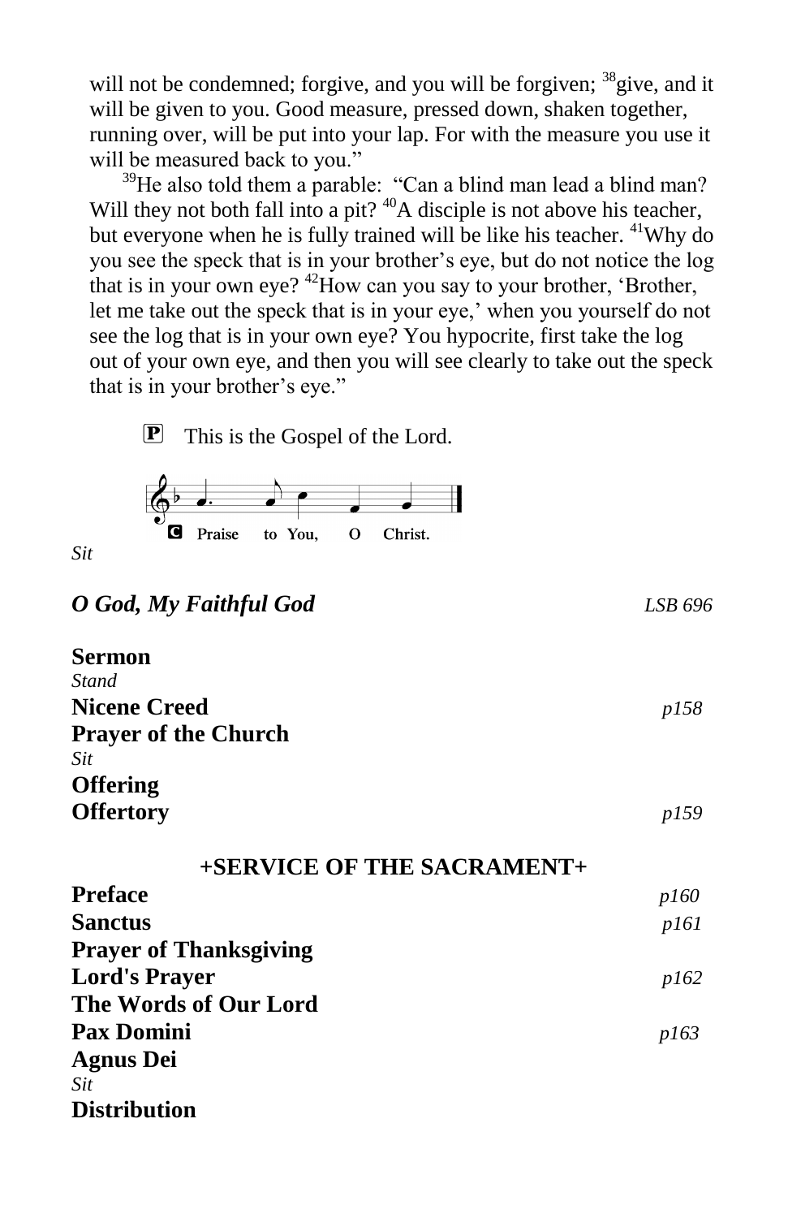will not be condemned; forgive, and you will be forgiven; [38]give, and it will be given to you. Good measure, pressed down, shaken together, running over, will be put into your lap. For with the measure you use it will be measured back to you."

[39]He also told them a parable: "Can a blind man lead a blind man? Will they not both fall into a pit? [40]A disciple is not above his teacher, but everyone when he is fully trained will be like his teacher. [41]Why do you see the speck that is in your brother's eye, but do not notice the log that is in your own eye? [42]How can you say to your brother, 'Brother, let me take out the speck that is in your eye,' when you yourself do not see the log that is in your own eye? You hypocrite, first take the log out of your own eye, and then you will see clearly to take out the speck that is in your brother's eye."

**P** This is the Gospel of the Lord.

**C** Praise to You, O Christ.

*Sit*

***O God, My Faithful God*** *LSB 696*

**Sermon**

*Stand*

**Nicene Creed** *p158*

**Prayer of the Church**

*Sit*

**Offering**

**Offertory** *p159*

## +SERVICE OF THE SACRAMENT+

**Preface** *p160*

**Sanctus** *p161*

**Prayer of Thanksgiving**

**Lord's Prayer** *p162*

**The Words of Our Lord**

**Pax Domini** *p163*

**Agnus Dei**

*Sit*

**Distribution**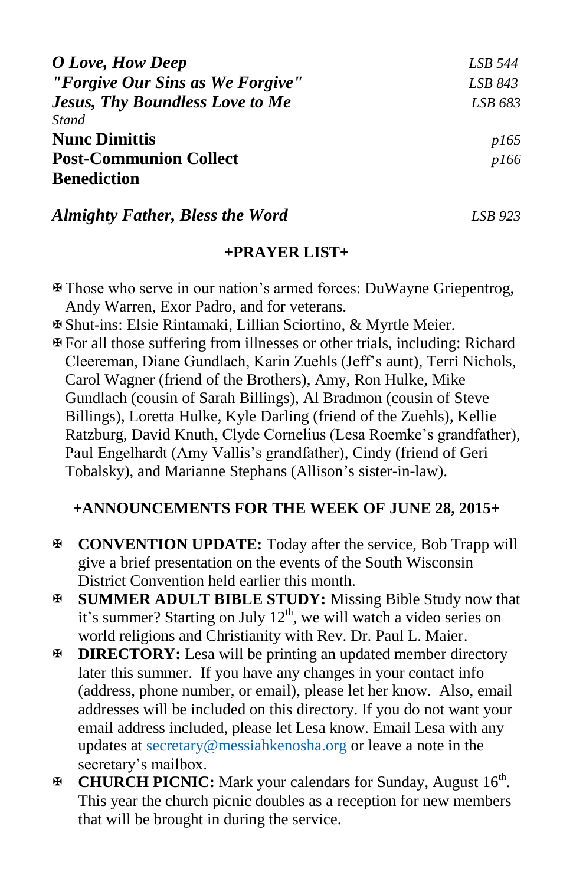*O Love, How Deep* *LSB 544*
*"Forgive Our Sins as We Forgive"* *LSB 843*
*Jesus, Thy Boundless Love to Me* *LSB 683*
*Stand*
**Nunc Dimittis** *p165*
**Post-Communion Collect** *p166*
**Benediction**

*Almighty Father, Bless the Word* *LSB 923*

## +PRAYER LIST+

✠ Those who serve in our nation's armed forces: DuWayne Griepentrog, Andy Warren, Exor Padro, and for veterans.
✠ Shut-ins: Elsie Rintamaki, Lillian Sciortino, & Myrtle Meier.
✠ For all those suffering from illnesses or other trials, including: Richard Cleereman, Diane Gundlach, Karin Zuehls (Jeff's aunt), Terri Nichols, Carol Wagner (friend of the Brothers), Amy, Ron Hulke, Mike Gundlach (cousin of Sarah Billings), Al Bradmon (cousin of Steve Billings), Loretta Hulke, Kyle Darling (friend of the Zuehls), Kellie Ratzburg, David Knuth, Clyde Cornelius (Lesa Roemke's grandfather), Paul Engelhardt (Amy Vallis's grandfather), Cindy (friend of Geri Tobalsky), and Marianne Stephans (Allison's sister-in-law).

## +ANNOUNCEMENTS FOR THE WEEK OF JUNE 28, 2015+

✠ **CONVENTION UPDATE:** Today after the service, Bob Trapp will give a brief presentation on the events of the South Wisconsin District Convention held earlier this month.
✠ **SUMMER ADULT BIBLE STUDY:** Missing Bible Study now that it's summer? Starting on July 12th, we will watch a video series on world religions and Christianity with Rev. Dr. Paul L. Maier.
✠ **DIRECTORY:** Lesa will be printing an updated member directory later this summer. If you have any changes in your contact info (address, phone number, or email), please let her know. Also, email addresses will be included on this directory. If you do not want your email address included, please let Lesa know. Email Lesa with any updates at secretary@messiahkenosha.org or leave a note in the secretary's mailbox.
✠ **CHURCH PICNIC:** Mark your calendars for Sunday, August 16th. This year the church picnic doubles as a reception for new members that will be brought in during the service.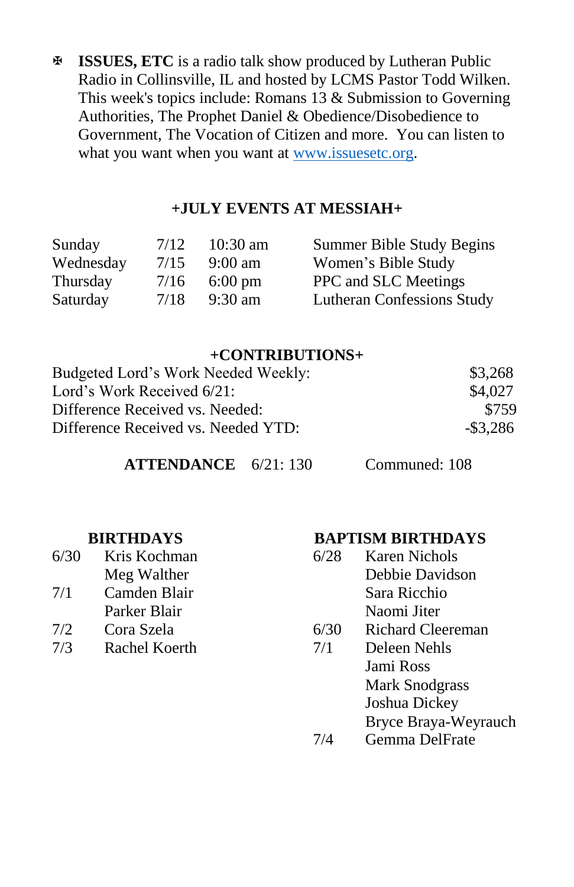- ✠ **ISSUES, ETC** is a radio talk show produced by Lutheran Public Radio in Collinsville, IL and hosted by LCMS Pastor Todd Wilken. This week's topics include: Romans 13 & Submission to Governing Authorities, The Prophet Daniel & Obedience/Disobedience to Government, The Vocation of Citizen and more. You can listen to what you want when you want at www.issuesetc.org.

## +JULY EVENTS AT MESSIAH+

| | | | |
|---|---|---|---|
| Sunday | 7/12 | 10:30 am | Summer Bible Study Begins |
| Wednesday | 7/15 | 9:00 am | Women's Bible Study |
| Thursday | 7/16 | 6:00 pm | PPC and SLC Meetings |
| Saturday | 7/18 | 9:30 am | Lutheran Confessions Study |

## +CONTRIBUTIONS+

| | |
|---|---|
| Budgeted Lord's Work Needed Weekly: | $3,268 |
| Lord's Work Received 6/21: | $4,027 |
| Difference Received vs. Needed: | $759 |
| Difference Received vs. Needed YTD: | -$3,286 |

**ATTENDANCE** 6/21: 130 Communed: 108

## BIRTHDAYS

| | |
|---|---|
| 6/30 | Kris Kochman |
| | Meg Walther |
| 7/1 | Camden Blair |
| | Parker Blair |
| 7/2 | Cora Szela |
| 7/3 | Rachel Koerth |

## BAPTISM BIRTHDAYS

| | |
|---|---|
| 6/28 | Karen Nichols |
| | Debbie Davidson |
| | Sara Ricchio |
| | Naomi Jiter |
| 6/30 | Richard Cleereman |
| 7/1 | Deleen Nehls |
| | Jami Ross |
| | Mark Snodgrass |
| | Joshua Dickey |
| | Bryce Braya-Weyrauch |
| 7/4 | Gemma DelFrate |